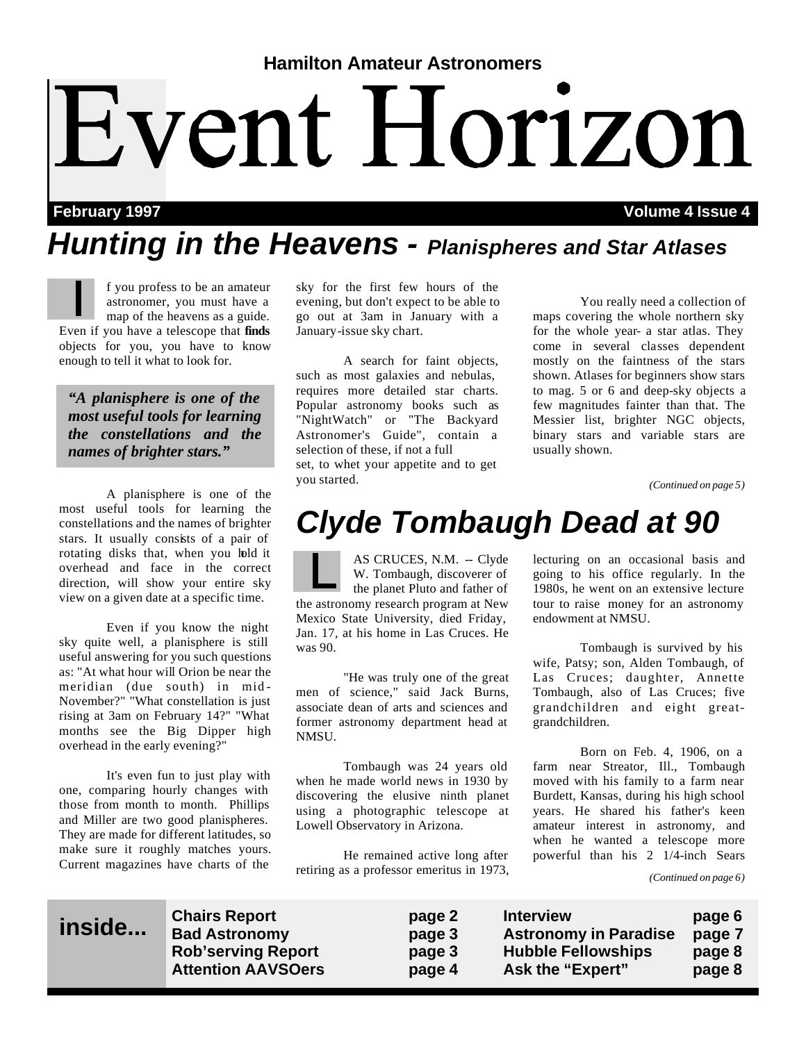Hamilton Amateur Astronomers

# Event Horizon

**February 1997** **Volume 4 Issue 4**

## *Hunting in the Heavens - Planispheres and Star Atlases*

If you profess to be an amateur astronomer, you must have a map of the heavens as a guide. Even if you have a telescope that **finds** objects for you, you have to know enough to tell it what to look for.

> ***"A planisphere is one of the most useful tools for learning the constellations and the names of brighter stars."***

A planisphere is one of the most useful tools for learning the constellations and the names of brighter stars. It usually consists of a pair of rotating disks that, when you hold it overhead and face in the correct direction, will show your entire sky view on a given date at a specific time.

Even if you know the night sky quite well, a planisphere is still useful answering for you such questions as: "At what hour will Orion be near the meridian (due south) in mid-November?" "What constellation is just rising at 3am on February 14?" "What months see the Big Dipper high overhead in the early evening?"

It's even fun to just play with one, comparing hourly changes with those from month to month. Phillips and Miller are two good planispheres. They are made for different latitudes, so make sure it roughly matches yours. Current magazines have charts of the sky for the first few hours of the evening, but don't expect to be able to go out at 3am in January with a January-issue sky chart.

A search for faint objects, such as most galaxies and nebulas, requires more detailed star charts. Popular astronomy books such as "NightWatch" or "The Backyard Astronomer's Guide", contain a selection of these, if not a full set, to whet your appetite and to get you started.

You really need a collection of maps covering the whole northern sky for the whole year- a star atlas. They come in several classes dependent mostly on the faintness of the stars shown. Atlases for beginners show stars to mag. 5 or 6 and deep-sky objects a few magnitudes fainter than that. The Messier list, brighter NGC objects, binary stars and variable stars are usually shown.

*(Continued on page 5)*

## *Clyde Tombaugh Dead at 90*

LAS CRUCES, N.M. -- Clyde W. Tombaugh, discoverer of the planet Pluto and father of the astronomy research program at New Mexico State University, died Friday, Jan. 17, at his home in Las Cruces. He was 90.

"He was truly one of the great men of science," said Jack Burns, associate dean of arts and sciences and former astronomy department head at NMSU.

Tombaugh was 24 years old when he made world news in 1930 by discovering the elusive ninth planet using a photographic telescope at Lowell Observatory in Arizona.

He remained active long after retiring as a professor emeritus in 1973, lecturing on an occasional basis and going to his office regularly. In the 1980s, he went on an extensive lecture tour to raise money for an astronomy endowment at NMSU.

Tombaugh is survived by his wife, Patsy; son, Alden Tombaugh, of Las Cruces; daughter, Annette Tombaugh, also of Las Cruces; five grandchildren and eight great-grandchildren.

Born on Feb. 4, 1906, on a farm near Streator, Ill., Tombaugh moved with his family to a farm near Burdett, Kansas, during his high school years. He shared his father's keen amateur interest in astronomy, and when he wanted a telescope more powerful than his 2 1/4-inch Sears

*(Continued on page 6)*

**inside...**

| | | | |
|---|---|---|---|
| **Chairs Report** | **page 2** | **Interview** | **page 6** |
| **Bad Astronomy** | **page 3** | **Astronomy in Paradise** | **page 7** |
| **Rob'serving Report** | **page 3** | **Hubble Fellowships** | **page 8** |
| **Attention AAVSOers** | **page 4** | **Ask the "Expert"** | **page 8** |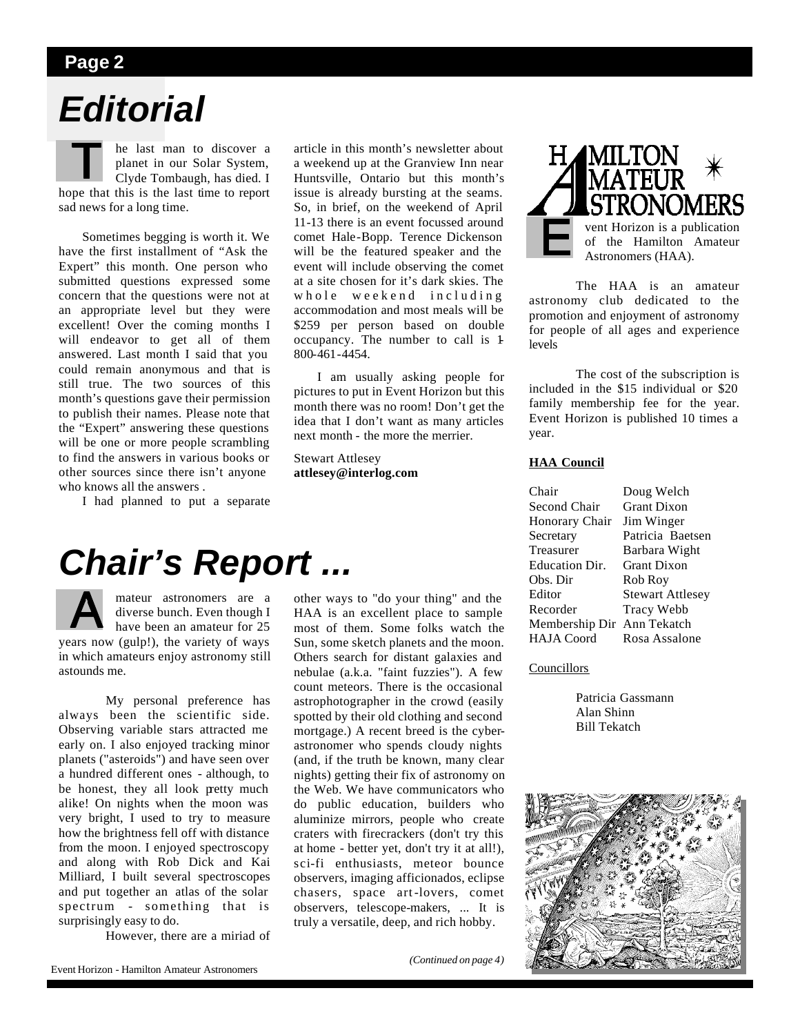# Editorial

The last man to discover a planet in our Solar System, Clyde Tombaugh, has died. I hope that this is the last time to report sad news for a long time.

Sometimes begging is worth it. We have the first installment of "Ask the Expert" this month. One person who submitted questions expressed some concern that the questions were not at an appropriate level but they were excellent! Over the coming months I will endeavor to get all of them answered. Last month I said that you could remain anonymous and that is still true. The two sources of this month's questions gave their permission to publish their names. Please note that the "Expert" answering these questions will be one or more people scrambling to find the answers in various books or other sources since there isn't anyone who knows all the answers .

I had planned to put a separate article in this month's newsletter about a weekend up at the Granview Inn near Huntsville, Ontario but this month's issue is already bursting at the seams. So, in brief, on the weekend of April 11-13 there is an event focussed around comet Hale-Bopp. Terence Dickenson will be the featured speaker and the event will include observing the comet at a site chosen for it's dark skies. The whole weekend including accommodation and most meals will be $259 per person based on double occupancy. The number to call is 1-800-461-4454.

I am usually asking people for pictures to put in Event Horizon but this month there was no room! Don't get the idea that I don't want as many articles next month - the more the merrier.

Stewart Attlesey
**attlesey@interlog.com**

# Chair's Report ...

Amateur astronomers are a diverse bunch. Even though I have been an amateur for 25 years now (gulp!), the variety of ways in which amateurs enjoy astronomy still astounds me.

My personal preference has always been the scientific side. Observing variable stars attracted me early on. I also enjoyed tracking minor planets ("asteroids") and have seen over a hundred different ones - although, to be honest, they all look pretty much alike! On nights when the moon was very bright, I used to try to measure how the brightness fell off with distance from the moon. I enjoyed spectroscopy and along with Rob Dick and Kai Milliard, I built several spectroscopes and put together an atlas of the solar spectrum - something that is surprisingly easy to do.

However, there are a miriad of other ways to "do your thing" and the HAA is an excellent place to sample most of them. Some folks watch the Sun, some sketch planets and the moon. Others search for distant galaxies and nebulae (a.k.a. "faint fuzzies"). A few count meteors. There is the occasional astrophotographer in the crowd (easily spotted by their old clothing and second mortgage.) A recent breed is the cyber-astronomer who spends cloudy nights (and, if the truth be known, many clear nights) getting their fix of astronomy on the Web. We have communicators who do public education, builders who aluminize mirrors, people who create craters with firecrackers (don't try this at home - better yet, don't try it at all!), sci-fi enthusiasts, meteor bounce observers, imaging afficionados, eclipse chasers, space art-lovers, comet observers, telescope-makers, ... It is truly a versatile, deep, and rich hobby.

*(Continued on page 4)*

---

**HAMILTON AMATEUR ASTRONOMERS**

Event Horizon is a publication of the Hamilton Amateur Astronomers (HAA).

The HAA is an amateur astronomy club dedicated to the promotion and enjoyment of astronomy for people of all ages and experience levels

The cost of the subscription is included in the $15 individual or $20 family membership fee for the year. Event Horizon is published 10 times a year.

**HAA Council**

| | |
|---|---|
| Chair | Doug Welch |
| Second Chair | Grant Dixon |
| Honorary Chair | Jim Winger |
| Secretary | Patricia Baetsen |
| Treasurer | Barbara Wight |
| Education Dir. | Grant Dixon |
| Obs. Dir | Rob Roy |
| Editor | Stewart Attlesey |
| Recorder | Tracy Webb |
| Membership Dir | Ann Tekatch |
| HAJA Coord | Rosa Assalone |

Councillors

Patricia Gassmann
Alan Shinn
Bill Tekatch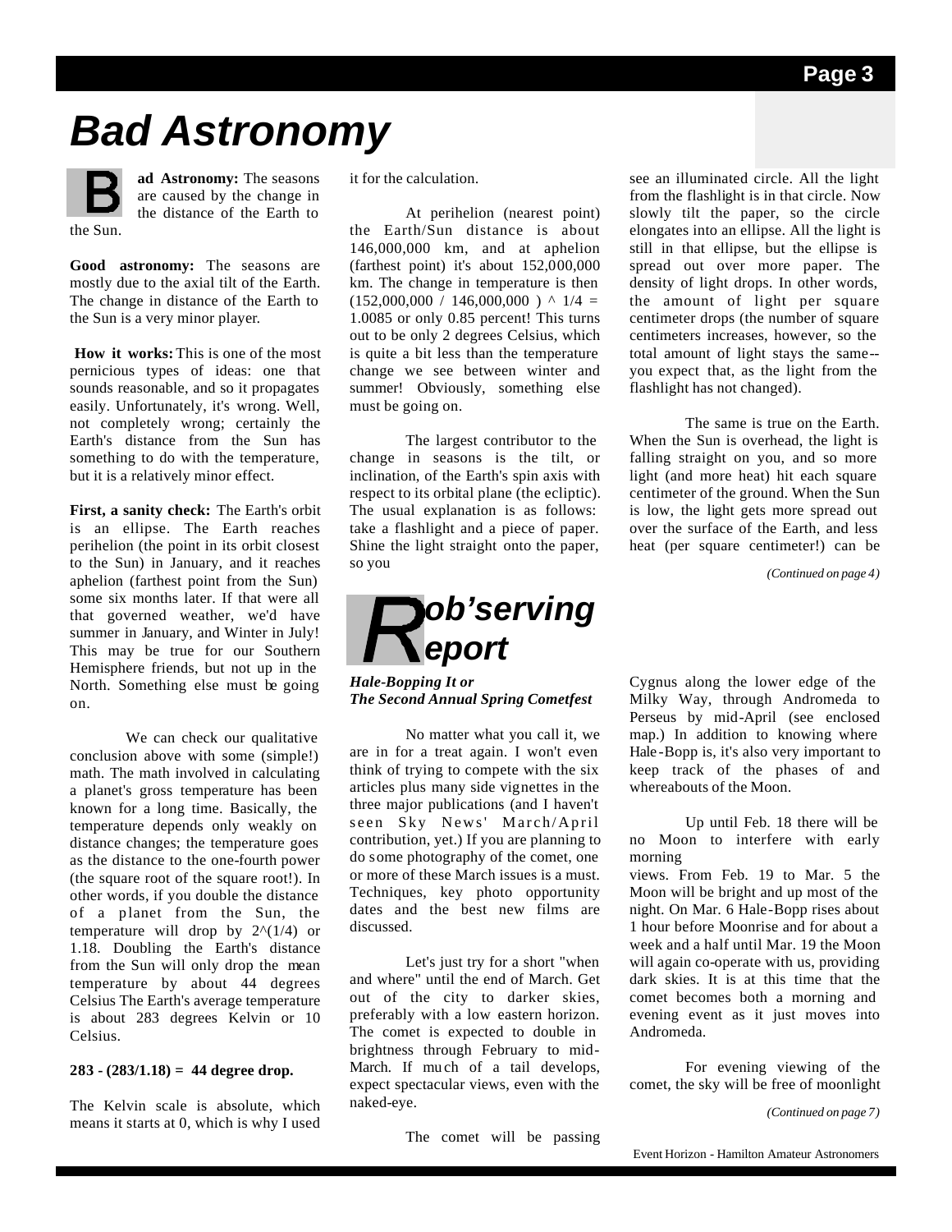# Bad Astronomy

**Bad Astronomy:** The seasons are caused by the change in the distance of the Earth to the Sun.

**Good astronomy:** The seasons are mostly due to the axial tilt of the Earth. The change in distance of the Earth to the Sun is a very minor player.

**How it works:** This is one of the most pernicious types of ideas: one that sounds reasonable, and so it propagates easily. Unfortunately, it's wrong. Well, not completely wrong; certainly the Earth's distance from the Sun has something to do with the temperature, but it is a relatively minor effect.

**First, a sanity check:** The Earth's orbit is an ellipse. The Earth reaches perihelion (the point in its orbit closest to the Sun) in January, and it reaches aphelion (farthest point from the Sun) some six months later. If that were all that governed weather, we'd have summer in January, and Winter in July! This may be true for our Southern Hemisphere friends, but not up in the North. Something else must be going on.

We can check our qualitative conclusion above with some (simple!) math. The math involved in calculating a planet's gross temperature has been known for a long time. Basically, the temperature depends only weakly on distance changes; the temperature goes as the distance to the one-fourth power (the square root of the square root!). In other words, if you double the distance of a planet from the Sun, the temperature will drop by $2^{(1/4)}$ or 1.18. Doubling the Earth's distance from the Sun will only drop the mean temperature by about 44 degrees Celsius The Earth's average temperature is about 283 degrees Kelvin or 10 Celsius.

**283 - (283/1.18) = 44 degree drop.**

The Kelvin scale is absolute, which means it starts at 0, which is why I used it for the calculation.

At perihelion (nearest point) the Earth/Sun distance is about 146,000,000 km, and at aphelion (farthest point) it's about 152,000,000 km. The change in temperature is then $(152{,}000{,}000 / 146{,}000{,}000)^{1/4} = 1.0085$ or only 0.85 percent! This turns out to be only 2 degrees Celsius, which is quite a bit less than the temperature change we see between winter and summer! Obviously, something else must be going on.

The largest contributor to the change in seasons is the tilt, or inclination, of the Earth's spin axis with respect to its orbital plane (the ecliptic). The usual explanation is as follows: take a flashlight and a piece of paper. Shine the light straight onto the paper, so you see an illuminated circle. All the light from the flashlight is in that circle. Now slowly tilt the paper, so the circle elongates into an ellipse. All the light is still in that ellipse, but the ellipse is spread out over more paper. The density of light drops. In other words, the amount of light per square centimeter drops (the number of square centimeters increases, however, so the total amount of light stays the same--you expect that, as the light from the flashlight has not changed).

The same is true on the Earth. When the Sun is overhead, the light is falling straight on you, and so more light (and more heat) hit each square centimeter of the ground. When the Sun is low, the light gets more spread out over the surface of the Earth, and less heat (per square centimeter!) can be

*(Continued on page 4)*

# Rob'serving Report

***Hale-Bopping It or***
***The Second Annual Spring Cometfest***

No matter what you call it, we are in for a treat again. I won't even think of trying to compete with the six articles plus many side vignettes in the three major publications (and I haven't seen Sky News' March/April contribution, yet.) If you are planning to do some photography of the comet, one or more of these March issues is a must. Techniques, key photo opportunity dates and the best new films are discussed.

Let's just try for a short "when and where" until the end of March. Get out of the city to darker skies, preferably with a low eastern horizon. The comet is expected to double in brightness through February to mid-March. If much of a tail develops, expect spectacular views, even with the naked-eye.

The comet will be passing Cygnus along the lower edge of the Milky Way, through Andromeda to Perseus by mid-April (see enclosed map.) In addition to knowing where Hale-Bopp is, it's also very important to keep track of the phases of and whereabouts of the Moon.

Up until Feb. 18 there will be no Moon to interfere with early morning views. From Feb. 19 to Mar. 5 the Moon will be bright and up most of the night. On Mar. 6 Hale-Bopp rises about 1 hour before Moonrise and for about a week and a half until Mar. 19 the Moon will again co-operate with us, providing dark skies. It is at this time that the comet becomes both a morning and evening event as it just moves into Andromeda.

For evening viewing of the comet, the sky will be free of moonlight

*(Continued on page 7)*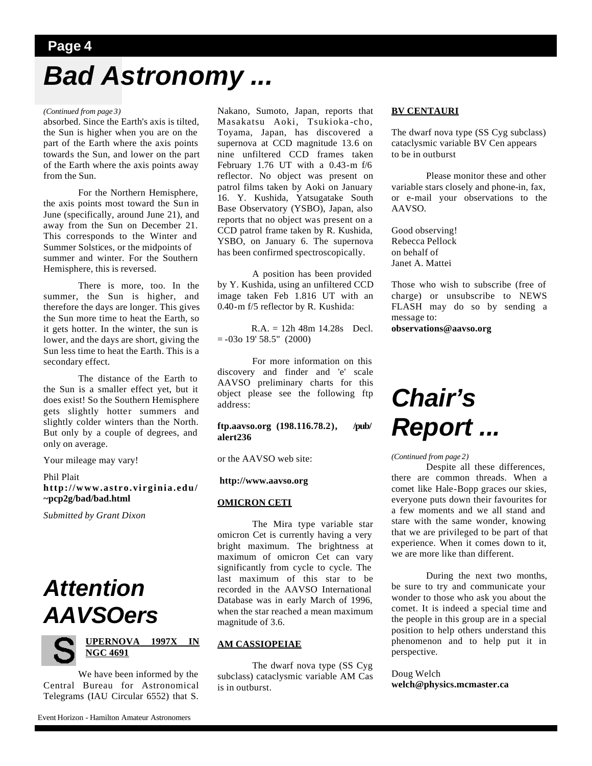# Bad Astronomy ...

*(Continued from page 3)*

absorbed. Since the Earth's axis is tilted, the Sun is higher when you are on the part of the Earth where the axis points towards the Sun, and lower on the part of the Earth where the axis points away from the Sun.

For the Northern Hemisphere, the axis points most toward the Sun in June (specifically, around June 21), and away from the Sun on December 21. This corresponds to the Winter and Summer Solstices, or the midpoints of summer and winter. For the Southern Hemisphere, this is reversed.

There is more, too. In the summer, the Sun is higher, and therefore the days are longer. This gives the Sun more time to heat the Earth, so it gets hotter. In the winter, the sun is lower, and the days are short, giving the Sun less time to heat the Earth. This is a secondary effect.

The distance of the Earth to the Sun is a smaller effect yet, but it does exist! So the Southern Hemisphere gets slightly hotter summers and slightly colder winters than the North. But only by a couple of degrees, and only on average.

Your mileage may vary!

Phil Plait
**http://www.astro.virginia.edu/~pcp2g/bad/bad.html**

*Submitted by Grant Dixon*

# Attention AAVSOers

**SUPERNOVA 1997X IN NGC 4691**

We have been informed by the Central Bureau for Astronomical Telegrams (IAU Circular 6552) that S. Nakano, Sumoto, Japan, reports that Masakatsu Aoki, Tsukioka-cho, Toyama, Japan, has discovered a supernova at CCD magnitude 13.6 on nine unfiltered CCD frames taken February 1.76 UT with a 0.43-m f/6 reflector. No object was present on patrol films taken by Aoki on January 16. Y. Kushida, Yatsugatake South Base Observatory (YSBO), Japan, also reports that no object was present on a CCD patrol frame taken by R. Kushida, YSBO, on January 6. The supernova has been confirmed spectroscopically.

A position has been provided by Y. Kushida, using an unfiltered CCD image taken Feb 1.816 UT with an 0.40-m f/5 reflector by R. Kushida:

R.A. = 12h 48m 14.28s Decl. = -03o 19' 58.5" (2000)

For more information on this discovery and finder and 'e' scale AAVSO preliminary charts for this object please see the following ftp address:

**ftp.aavso.org (198.116.78.2), /pub/alert236**

or the AAVSO web site:

**http://www.aavso.org**

**OMICRON CETI**

The Mira type variable star omicron Cet is currently having a very bright maximum. The brightness at maximum of omicron Cet can vary significantly from cycle to cycle. The last maximum of this star to be recorded in the AAVSO International Database was in early March of 1996, when the star reached a mean maximum magnitude of 3.6.

**AM CASSIOPEIAE**

The dwarf nova type (SS Cyg subclass) cataclysmic variable AM Cas is in outburst.

**BV CENTAURI**

The dwarf nova type (SS Cyg subclass) cataclysmic variable BV Cen appears to be in outburst

Please monitor these and other variable stars closely and phone-in, fax, or e-mail your observations to the AAVSO.

Good observing!
Rebecca Pellock
on behalf of
Janet A. Mattei

Those who wish to subscribe (free of charge) or unsubscribe to NEWS FLASH may do so by sending a message to:
**observations@aavso.org**

# Chair's Report ...

*(Continued from page 2)*

Despite all these differences, there are common threads. When a comet like Hale-Bopp graces our skies, everyone puts down their favourites for a few moments and we all stand and stare with the same wonder, knowing that we are privileged to be part of that experience. When it comes down to it, we are more like than different.

During the next two months, be sure to try and communicate your wonder to those who ask you about the comet. It is indeed a special time and the people in this group are in a special position to help others understand this phenomenon and to help put it in perspective.

Doug Welch
**welch@physics.mcmaster.ca**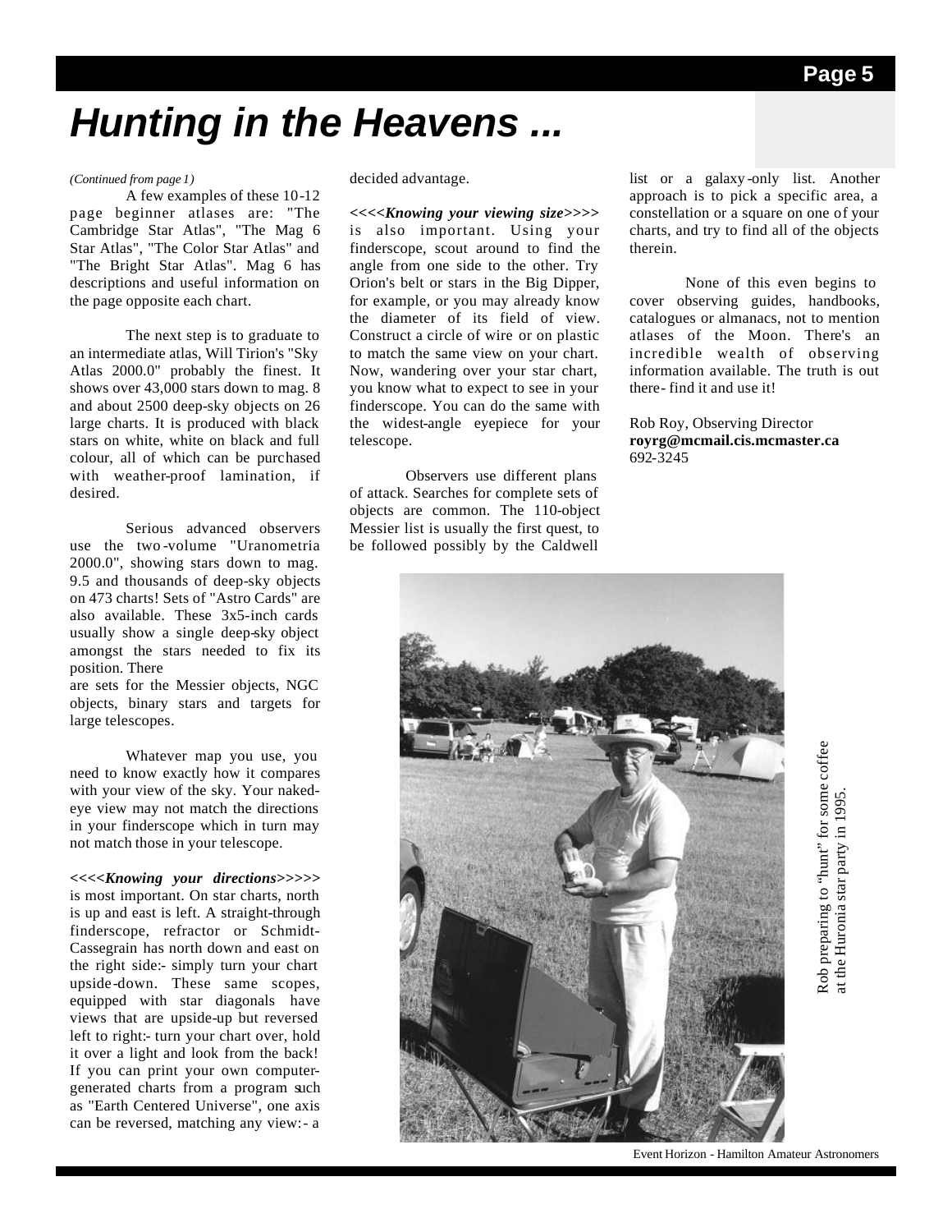# Hunting in the Heavens ...

*(Continued from page 1)*

A few examples of these 10-12 page beginner atlases are: "The Cambridge Star Atlas", "The Mag 6 Star Atlas", "The Color Star Atlas" and "The Bright Star Atlas". Mag 6 has descriptions and useful information on the page opposite each chart.

The next step is to graduate to an intermediate atlas, Will Tirion's "Sky Atlas 2000.0" probably the finest. It shows over 43,000 stars down to mag. 8 and about 2500 deep-sky objects on 26 large charts. It is produced with black stars on white, white on black and full colour, all of which can be purchased with weather-proof lamination, if desired.

Serious advanced observers use the two-volume "Uranometria 2000.0", showing stars down to mag. 9.5 and thousands of deep-sky objects on 473 charts! Sets of "Astro Cards" are also available. These 3x5-inch cards usually show a single deep-sky object amongst the stars needed to fix its position. There are sets for the Messier objects, NGC objects, binary stars and targets for large telescopes.

Whatever map you use, you need to know exactly how it compares with your view of the sky. Your naked-eye view may not match the directions in your finderscope which in turn may not match those in your telescope.

**<<<<*Knowing your directions*>>>>>** is most important. On star charts, north is up and east is left. A straight-through finderscope, refractor or Schmidt-Cassegrain has north down and east on the right side:- simply turn your chart upside-down. These same scopes, equipped with star diagonals have views that are upside-up but reversed left to right:- turn your chart over, hold it over a light and look from the back! If you can print your own computer-generated charts from a program such as "Earth Centered Universe", one axis can be reversed, matching any view:- a decided advantage.

**<<<<*Knowing your viewing size*>>>>** is also important. Using your finderscope, scout around to find the angle from one side to the other. Try Orion's belt or stars in the Big Dipper, for example, or you may already know the diameter of its field of view. Construct a circle of wire or on plastic to match the same view on your chart. Now, wandering over your star chart, you know what to expect to see in your finderscope. You can do the same with the widest-angle eyepiece for your telescope.

Observers use different plans of attack. Searches for complete sets of objects are common. The 110-object Messier list is usually the first quest, to be followed possibly by the Caldwell list or a galaxy-only list. Another approach is to pick a specific area, a constellation or a square on one of your charts, and try to find all of the objects therein.

None of this even begins to cover observing guides, handbooks, catalogues or almanacs, not to mention atlases of the Moon. There's an incredible wealth of observing information available. The truth is out there- find it and use it!

Rob Roy, Observing Director
**royrg@mcmail.cis.mcmaster.ca**
692-3245

Rob preparing to "hunt" for some coffee at the Huronia star party in 1995.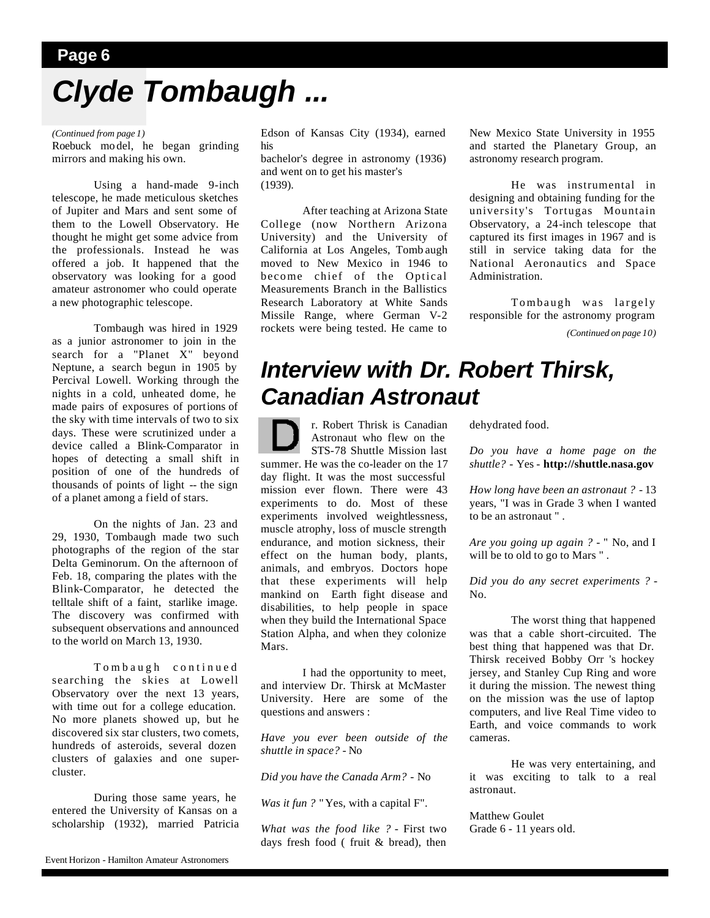# Clyde Tombaugh ...

*(Continued from page 1)*

Roebuck model, he began grinding mirrors and making his own.

Using a hand-made 9-inch telescope, he made meticulous sketches of Jupiter and Mars and sent some of them to the Lowell Observatory. He thought he might get some advice from the professionals. Instead he was offered a job. It happened that the observatory was looking for a good amateur astronomer who could operate a new photographic telescope.

Tombaugh was hired in 1929 as a junior astronomer to join in the search for a "Planet X" beyond Neptune, a search begun in 1905 by Percival Lowell. Working through the nights in a cold, unheated dome, he made pairs of exposures of portions of the sky with time intervals of two to six days. These were scrutinized under a device called a Blink-Comparator in hopes of detecting a small shift in position of one of the hundreds of thousands of points of light -- the sign of a planet among a field of stars.

On the nights of Jan. 23 and 29, 1930, Tombaugh made two such photographs of the region of the star Delta Geminorum. On the afternoon of Feb. 18, comparing the plates with the Blink-Comparator, he detected the telltale shift of a faint, starlike image. The discovery was confirmed with subsequent observations and announced to the world on March 13, 1930.

Tombaugh continued searching the skies at Lowell Observatory over the next 13 years, with time out for a college education. No more planets showed up, but he discovered six star clusters, two comets, hundreds of asteroids, several dozen clusters of galaxies and one super-cluster.

During those same years, he entered the University of Kansas on a scholarship (1932), married Patricia Edson of Kansas City (1934), earned his bachelor's degree in astronomy (1936) and went on to get his master's (1939).

After teaching at Arizona State College (now Northern Arizona University) and the University of California at Los Angeles, Tombaugh moved to New Mexico in 1946 to become chief of the Optical Measurements Branch in the Ballistics Research Laboratory at White Sands Missile Range, where German V-2 rockets were being tested. He came to New Mexico State University in 1955 and started the Planetary Group, an astronomy research program.

He was instrumental in designing and obtaining funding for the university's Tortugas Mountain Observatory, a 24-inch telescope that captured its first images in 1967 and is still in service taking data for the National Aeronautics and Space Administration.

Tombaugh was largely responsible for the astronomy program

*(Continued on page 10)*

# Interview with Dr. Robert Thirsk, Canadian Astronaut

Dr. Robert Thrisk is Canadian Astronaut who flew on the STS-78 Shuttle Mission last summer. He was the co-leader on the 17 day flight. It was the most successful mission ever flown. There were 43 experiments to do. Most of these experiments involved weightlessness, muscle atrophy, loss of muscle strength endurance, and motion sickness, their effect on the human body, plants, animals, and embryos. Doctors hope that these experiments will help mankind on Earth fight disease and disabilities, to help people in space when they build the International Space Station Alpha, and when they colonize Mars.

I had the opportunity to meet, and interview Dr. Thirsk at McMaster University. Here are some of the questions and answers :

*Have you ever been outside of the shuttle in space?* - No

*Did you have the Canada Arm?* - No

*Was it fun ?* "Yes, with a capital F".

*What was the food like ?* - First two days fresh food ( fruit & bread), then dehydrated food.

*Do you have a home page on the shuttle?* - Yes - **http://shuttle.nasa.gov**

*How long have been an astronaut ?* - 13 years, "I was in Grade 3 when I wanted to be an astronaut " .

*Are you going up again ?* - " No, and I will be to old to go to Mars " .

*Did you do any secret experiments ?* - No.

The worst thing that happened was that a cable short-circuited. The best thing that happened was that Dr. Thirsk received Bobby Orr 's hockey jersey, and Stanley Cup Ring and wore it during the mission. The newest thing on the mission was the use of laptop computers, and live Real Time video to Earth, and voice commands to work cameras.

He was very entertaining, and it was exciting to talk to a real astronaut.

Matthew Goulet
Grade 6 - 11 years old.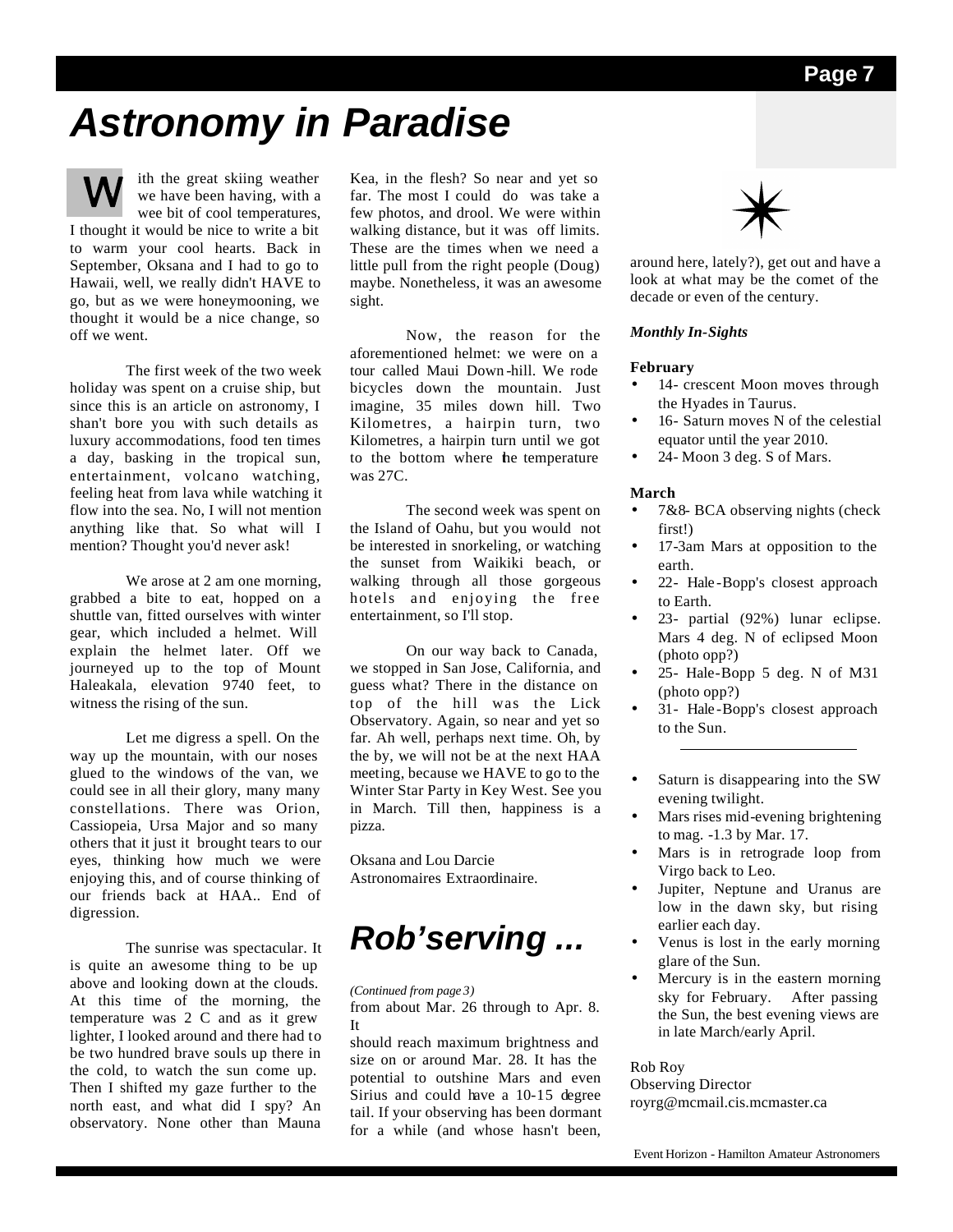# Astronomy in Paradise

With the great skiing weather we have been having, with a wee bit of cool temperatures, I thought it would be nice to write a bit to warm your cool hearts. Back in September, Oksana and I had to go to Hawaii, well, we really didn't HAVE to go, but as we were honeymooning, we thought it would be a nice change, so off we went.

The first week of the two week holiday was spent on a cruise ship, but since this is an article on astronomy, I shan't bore you with such details as luxury accommodations, food ten times a day, basking in the tropical sun, entertainment, volcano watching, feeling heat from lava while watching it flow into the sea. No, I will not mention anything like that. So what will I mention? Thought you'd never ask!

We arose at 2 am one morning, grabbed a bite to eat, hopped on a shuttle van, fitted ourselves with winter gear, which included a helmet. Will explain the helmet later. Off we journeyed up to the top of Mount Haleakala, elevation 9740 feet, to witness the rising of the sun.

Let me digress a spell. On the way up the mountain, with our noses glued to the windows of the van, we could see in all their glory, many many constellations. There was Orion, Cassiopeia, Ursa Major and so many others that it just it brought tears to our eyes, thinking how much we were enjoying this, and of course thinking of our friends back at HAA.. End of digression.

The sunrise was spectacular. It is quite an awesome thing to be up above and looking down at the clouds. At this time of the morning, the temperature was 2 C and as it grew lighter, I looked around and there had to be two hundred brave souls up there in the cold, to watch the sun come up. Then I shifted my gaze further to the north east, and what did I spy? An observatory. None other than Mauna Kea, in the flesh? So near and yet so far. The most I could do was take a few photos, and drool. We were within walking distance, but it was off limits. These are the times when we need a little pull from the right people (Doug) maybe. Nonetheless, it was an awesome sight.

Now, the reason for the aforementioned helmet: we were on a tour called Maui Down-hill. We rode bicycles down the mountain. Just imagine, 35 miles down hill. Two Kilometres, a hairpin turn, two Kilometres, a hairpin turn until we got to the bottom where the temperature was 27C.

The second week was spent on the Island of Oahu, but you would not be interested in snorkeling, or watching the sunset from Waikiki beach, or walking through all those gorgeous hotels and enjoying the free entertainment, so I'll stop.

On our way back to Canada, we stopped in San Jose, California, and guess what? There in the distance on top of the hill was the Lick Observatory. Again, so near and yet so far. Ah well, perhaps next time. Oh, by the by, we will not be at the next HAA meeting, because we HAVE to go to the Winter Star Party in Key West. See you in March. Till then, happiness is a pizza.

Oksana and Lou Darcie
Astronomaires Extraordinaire.

# Rob'serving ...

*(Continued from page 3)*

from about Mar. 26 through to Apr. 8. It should reach maximum brightness and size on or around Mar. 28. It has the potential to outshine Mars and even Sirius and could have a 10-15 degree tail. If your observing has been dormant for a while (and whose hasn't been, around here, lately?), get out and have a look at what may be the comet of the decade or even of the century.

***Monthly In-Sights***

**February**

- 14- crescent Moon moves through the Hyades in Taurus.
- 16- Saturn moves N of the celestial equator until the year 2010.
- 24- Moon 3 deg. S of Mars.

**March**

- 7&8- BCA observing nights (check first!)
- 17-3am Mars at opposition to the earth.
- 22- Hale-Bopp's closest approach to Earth.
- 23- partial (92%) lunar eclipse. Mars 4 deg. N of eclipsed Moon (photo opp?)
- 25- Hale-Bopp 5 deg. N of M31 (photo opp?)
- 31- Hale-Bopp's closest approach to the Sun.

---

- Saturn is disappearing into the SW evening twilight.
- Mars rises mid-evening brightening to mag. -1.3 by Mar. 17.
- Mars is in retrograde loop from Virgo back to Leo.
- Jupiter, Neptune and Uranus are low in the dawn sky, but rising earlier each day.
- Venus is lost in the early morning glare of the Sun.
- Mercury is in the eastern morning sky for February. After passing the Sun, the best evening views are in late March/early April.

Rob Roy
Observing Director
royrg@mcmail.cis.mcmaster.ca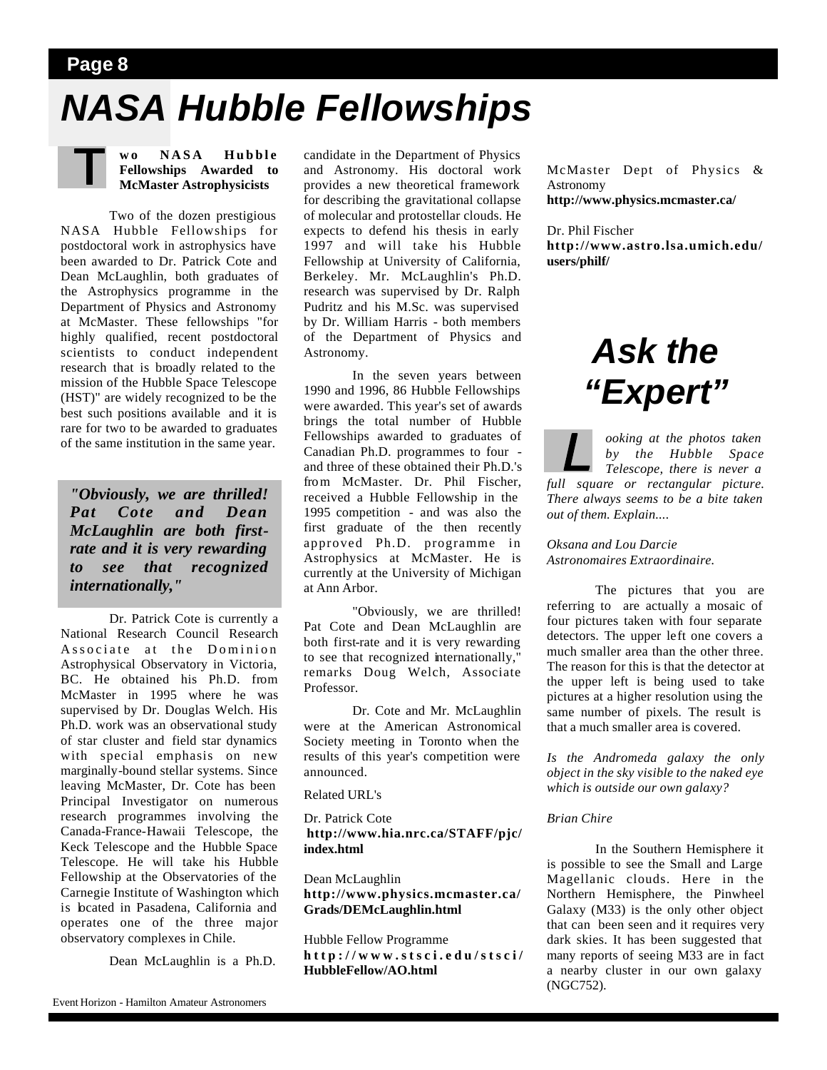# NASA Hubble Fellowships

**Two NASA Hubble Fellowships Awarded to McMaster Astrophysicists**

Two of the dozen prestigious NASA Hubble Fellowships for postdoctoral work in astrophysics have been awarded to Dr. Patrick Cote and Dean McLaughlin, both graduates of the Astrophysics programme in the Department of Physics and Astronomy at McMaster. These fellowships "for highly qualified, recent postdoctoral scientists to conduct independent research that is broadly related to the mission of the Hubble Space Telescope (HST)" are widely recognized to be the best such positions available and it is rare for two to be awarded to graduates of the same institution in the same year.

> ***"Obviously, we are thrilled! Pat Cote and Dean McLaughlin are both first-rate and it is very rewarding to see that recognized internationally,"***

Dr. Patrick Cote is currently a National Research Council Research Associate at the Dominion Astrophysical Observatory in Victoria, BC. He obtained his Ph.D. from McMaster in 1995 where he was supervised by Dr. Douglas Welch. His Ph.D. work was an observational study of star cluster and field star dynamics with special emphasis on new marginally-bound stellar systems. Since leaving McMaster, Dr. Cote has been Principal Investigator on numerous research programmes involving the Canada-France-Hawaii Telescope, the Keck Telescope and the Hubble Space Telescope. He will take his Hubble Fellowship at the Observatories of the Carnegie Institute of Washington which is located in Pasadena, California and operates one of the three major observatory complexes in Chile.

Dean McLaughlin is a Ph.D. candidate in the Department of Physics and Astronomy. His doctoral work provides a new theoretical framework for describing the gravitational collapse of molecular and protostellar clouds. He expects to defend his thesis in early 1997 and will take his Hubble Fellowship at University of California, Berkeley. Mr. McLaughlin's Ph.D. research was supervised by Dr. Ralph Pudritz and his M.Sc. was supervised by Dr. William Harris - both members of the Department of Physics and Astronomy.

In the seven years between 1990 and 1996, 86 Hubble Fellowships were awarded. This year's set of awards brings the total number of Hubble Fellowships awarded to graduates of Canadian Ph.D. programmes to four - and three of these obtained their Ph.D.'s from McMaster. Dr. Phil Fischer, received a Hubble Fellowship in the 1995 competition - and was also the first graduate of the then recently approved Ph.D. programme in Astrophysics at McMaster. He is currently at the University of Michigan at Ann Arbor.

"Obviously, we are thrilled! Pat Cote and Dean McLaughlin are both first-rate and it is very rewarding to see that recognized internationally," remarks Doug Welch, Associate Professor.

Dr. Cote and Mr. McLaughlin were at the American Astronomical Society meeting in Toronto when the results of this year's competition were announced.

Related URL's

Dr. Patrick Cote
**http://www.hia.nrc.ca/STAFF/pjc/index.html**

Dean McLaughlin
**http://www.physics.mcmaster.ca/Grads/DEMcLaughlin.html**

Hubble Fellow Programme
**http://www.stsci.edu/stsci/HubbleFellow/AO.html**

McMaster Dept of Physics & Astronomy
**http://www.physics.mcmaster.ca/**

Dr. Phil Fischer
**http://www.astro.lsa.umich.edu/users/philf/**

# Ask the "Expert"

*Looking at the photos taken by the Hubble Space Telescope, there is never a full square or rectangular picture. There always seems to be a bite taken out of them. Explain....*

*Oksana and Lou Darcie*
*Astronomaires Extraordinaire.*

The pictures that you are referring to are actually a mosaic of four pictures taken with four separate detectors. The upper left one covers a much smaller area than the other three. The reason for this is that the detector at the upper left is being used to take pictures at a higher resolution using the same number of pixels. The result is that a much smaller area is covered.

*Is the Andromeda galaxy the only object in the sky visible to the naked eye which is outside our own galaxy?*

*Brian Chire*

In the Southern Hemisphere it is possible to see the Small and Large Magellanic clouds. Here in the Northern Hemisphere, the Pinwheel Galaxy (M33) is the only other object that can been seen and it requires very dark skies. It has been suggested that many reports of seeing M33 are in fact a nearby cluster in our own galaxy (NGC752).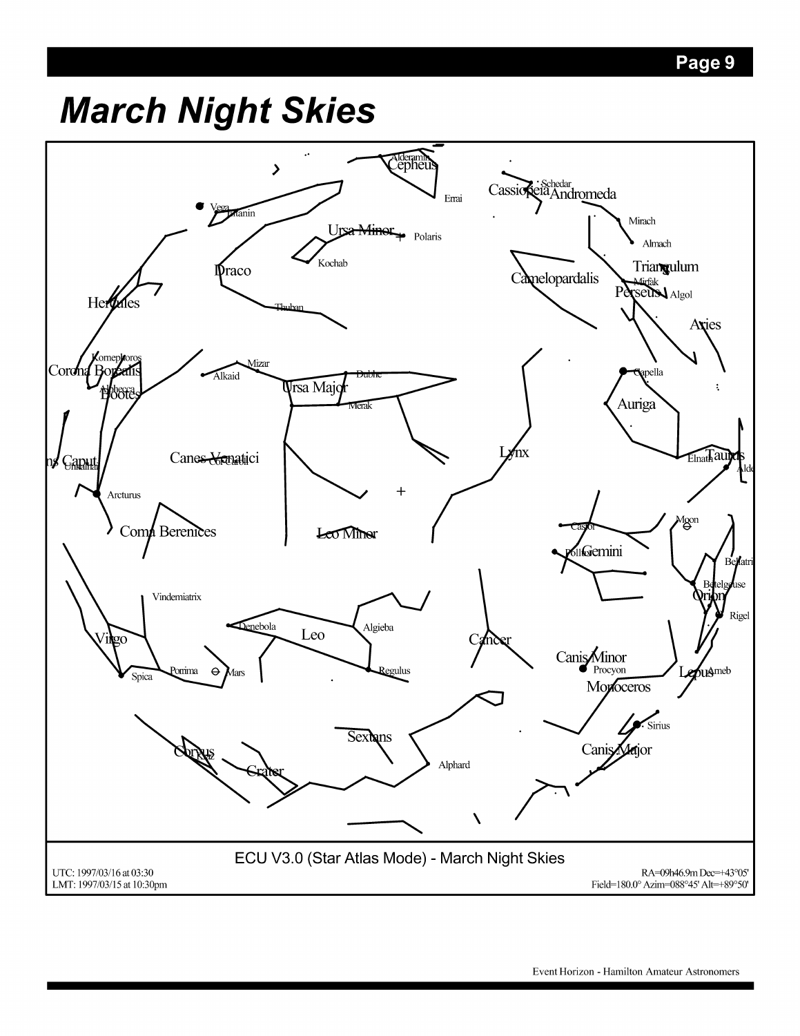# March Night Skies

ECU V3.0 (Star Atlas Mode) - March Night Skies

UTC: 1997/03/16 at 03:30
LMT: 1997/03/15 at 10:30pm

RA=09h46.9m Dec=+43°05'
Field=180.0° Azim=088°45' Alt=+89°50'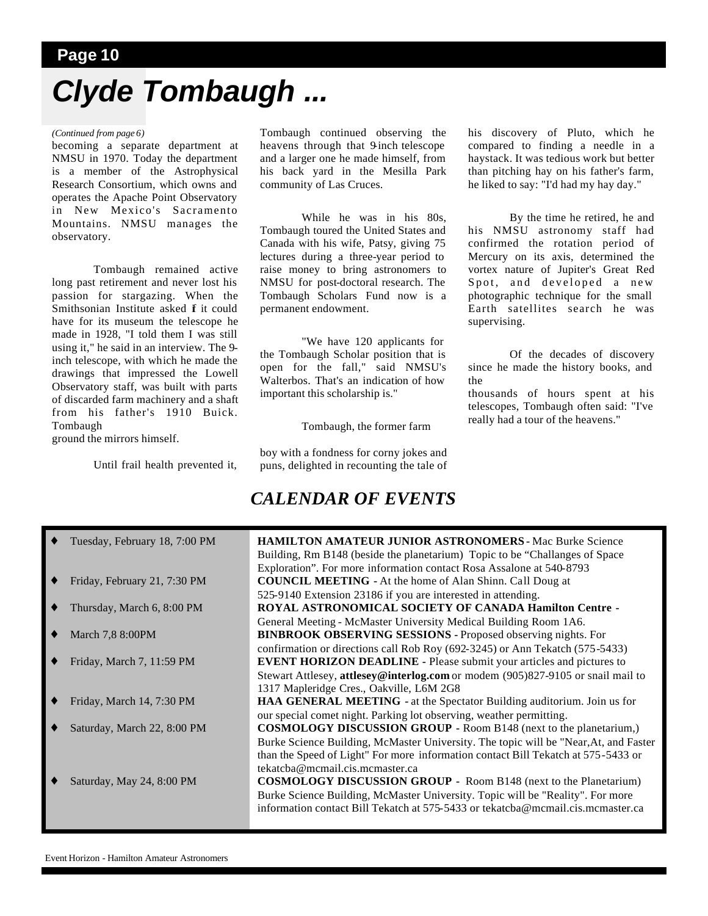# *Clyde Tombaugh ...*

*(Continued from page 6)*

becoming a separate department at NMSU in 1970. Today the department is a member of the Astrophysical Research Consortium, which owns and operates the Apache Point Observatory in New Mexico's Sacramento Mountains. NMSU manages the observatory.

Tombaugh remained active long past retirement and never lost his passion for stargazing. When the Smithsonian Institute asked if it could have for its museum the telescope he made in 1928, "I told them I was still using it," he said in an interview. The 9-inch telescope, with which he made the drawings that impressed the Lowell Observatory staff, was built with parts of discarded farm machinery and a shaft from his father's 1910 Buick. Tombaugh ground the mirrors himself.

Until frail health prevented it, Tombaugh continued observing the heavens through that 9-inch telescope and a larger one he made himself, from his back yard in the Mesilla Park community of Las Cruces.

While he was in his 80s, Tombaugh toured the United States and Canada with his wife, Patsy, giving 75 lectures during a three-year period to raise money to bring astronomers to NMSU for post-doctoral research. The Tombaugh Scholars Fund now is a permanent endowment.

"We have 120 applicants for the Tombaugh Scholar position that is open for the fall," said NMSU's Walterbos. That's an indication of how important this scholarship is."

Tombaugh, the former farm boy with a fondness for corny jokes and puns, delighted in recounting the tale of his discovery of Pluto, which he compared to finding a needle in a haystack. It was tedious work but better than pitching hay on his father's farm, he liked to say: "I'd had my hay day."

By the time he retired, he and his NMSU astronomy staff had confirmed the rotation period of Mercury on its axis, determined the vortex nature of Jupiter's Great Red Spot, and developed a new photographic technique for the small Earth satellites search he was supervising.

Of the decades of discovery since he made the history books, and the thousands of hours spent at his telescopes, Tombaugh often said: "I've really had a tour of the heavens."

## *CALENDAR OF EVENTS*

| | |
|---|---|
| Tuesday, February 18, 7:00 PM | **HAMILTON AMATEUR JUNIOR ASTRONOMERS** - Mac Burke Science Building, Rm B148 (beside the planetarium) Topic to be "Challanges of Space Exploration". For more information contact Rosa Assalone at 540-8793 |
| Friday, February 21, 7:30 PM | **COUNCIL MEETING** - At the home of Alan Shinn. Call Doug at 525-9140 Extension 23186 if you are interested in attending. |
| Thursday, March 6, 8:00 PM | **ROYAL ASTRONOMICAL SOCIETY OF CANADA Hamilton Centre** - General Meeting - McMaster University Medical Building Room 1A6. |
| March 7,8 8:00PM | **BINBROOK OBSERVING SESSIONS** - Proposed observing nights. For confirmation or directions call Rob Roy (692-3245) or Ann Tekatch (575-5433) |
| Friday, March 7, 11:59 PM | **EVENT HORIZON DEADLINE** - Please submit your articles and pictures to Stewart Attlesey, **attlesey@interlog.com** or modem (905)827-9105 or snail mail to 1317 Mapleridge Cres., Oakville, L6M 2G8 |
| Friday, March 14, 7:30 PM | **HAA GENERAL MEETING** - at the Spectator Building auditorium. Join us for our special comet night. Parking lot observing, weather permitting. |
| Saturday, March 22, 8:00 PM | **COSMOLOGY DISCUSSION GROUP** - Room B148 (next to the planetarium,) Burke Science Building, McMaster University. The topic will be "Near,At, and Faster than the Speed of Light" For more information contact Bill Tekatch at 575-5433 or tekatcba@mcmail.cis.mcmaster.ca |
| Saturday, May 24, 8:00 PM | **COSMOLOGY DISCUSSION GROUP** - Room B148 (next to the Planetarium) Burke Science Building, McMaster University. Topic will be "Reality". For more information contact Bill Tekatch at 575-5433 or tekatcba@mcmail.cis.mcmaster.ca |